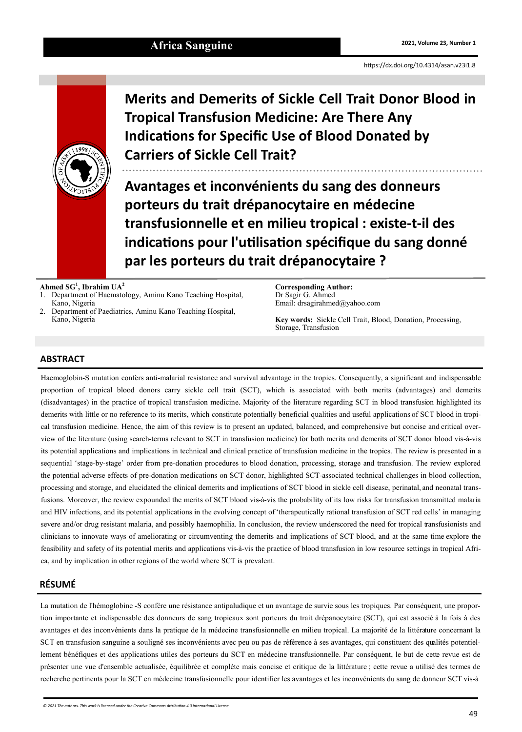# Merits and Demerits of Sickle Cell Trait Donor Blood in Tropical Transfusion Medicine: Are There Any Indications for Specific Use of Blood Donated by Carriers of Sickle Cell Trait?

# Avantages et inconvénients du sang des donneurs porteurs du trait drépanocytaire en médecine transfusionnelle et en milieu tropical : existe-t-il des indications pour l'utilisation spécifique du sang donné par les porteurs du trait drépanocytaire ?

**Ahmed SG[1], Ibrahim UA[2]**

1. Department of Haematology, Aminu Kano Teaching Hospital, Kano, Nigeria
2. Department of Paediatrics, Aminu Kano Teaching Hospital, Kano, Nigeria

**Corresponding Author:**
Dr Sagir G. Ahmed
Email: drsagirahmed@yahoo.com

**Key words:** Sickle Cell Trait, Blood, Donation, Processing, Storage, Transfusion

## ABSTRACT

Haemoglobin-S mutation confers anti-malarial resistance and survival advantage in the tropics. Consequently, a significant and indispensable proportion of tropical blood donors carry sickle cell trait (SCT), which is associated with both merits (advantages) and demerits (disadvantages) in the practice of tropical transfusion medicine. Majority of the literature regarding SCT in blood transfusion highlighted its demerits with little or no reference to its merits, which constitute potentially beneficial qualities and useful applications of SCT blood in tropical transfusion medicine. Hence, the aim of this review is to present an updated, balanced, and comprehensive but concise and critical overview of the literature (using search-terms relevant to SCT in transfusion medicine) for both merits and demerits of SCT donor blood vis-à-vis its potential applications and implications in technical and clinical practice of transfusion medicine in the tropics. The review is presented in a sequential 'stage-by-stage' order from pre-donation procedures to blood donation, processing, storage and transfusion. The review explored the potential adverse effects of pre-donation medications on SCT donor, highlighted SCT-associated technical challenges in blood collection, processing and storage, and elucidated the clinical demerits and implications of SCT blood in sickle cell disease, perinatal, and neonatal transfusions. Moreover, the review expounded the merits of SCT blood vis-à-vis the probability of its low risks for transfusion transmitted malaria and HIV infections, and its potential applications in the evolving concept of 'therapeutically rational transfusion of SCT red cells' in managing severe and/or drug resistant malaria, and possibly haemophilia. In conclusion, the review underscored the need for tropical transfusionists and clinicians to innovate ways of ameliorating or circumventing the demerits and implications of SCT blood, and at the same time explore the feasibility and safety of its potential merits and applications vis-à-vis the practice of blood transfusion in low resource settings in tropical Africa, and by implication in other regions of the world where SCT is prevalent.

## RÉSUMÉ

La mutation de l'hémoglobine -S confère une résistance antipaludique et un avantage de survie sous les tropiques. Par conséquent, une proportion importante et indispensable des donneurs de sang tropicaux sont porteurs du trait drépanocytaire (SCT), qui est associé à la fois à des avantages et des inconvénients dans la pratique de la médecine transfusionnelle en milieu tropical. La majorité de la littérature concernant la SCT en transfusion sanguine a souligné ses inconvénients avec peu ou pas de référence à ses avantages, qui constituent des qualités potentiellement bénéfiques et des applications utiles des porteurs du SCT en médecine transfusionnelle. Par conséquent, le but de cette revue est de présenter une vue d'ensemble actualisée, équilibrée et complète mais concise et critique de la littérature ; cette revue a utilisé des termes de recherche pertinents pour la SCT en médecine transfusionnelle pour identifier les avantages et les inconvénients du sang de donneur SCT vis-à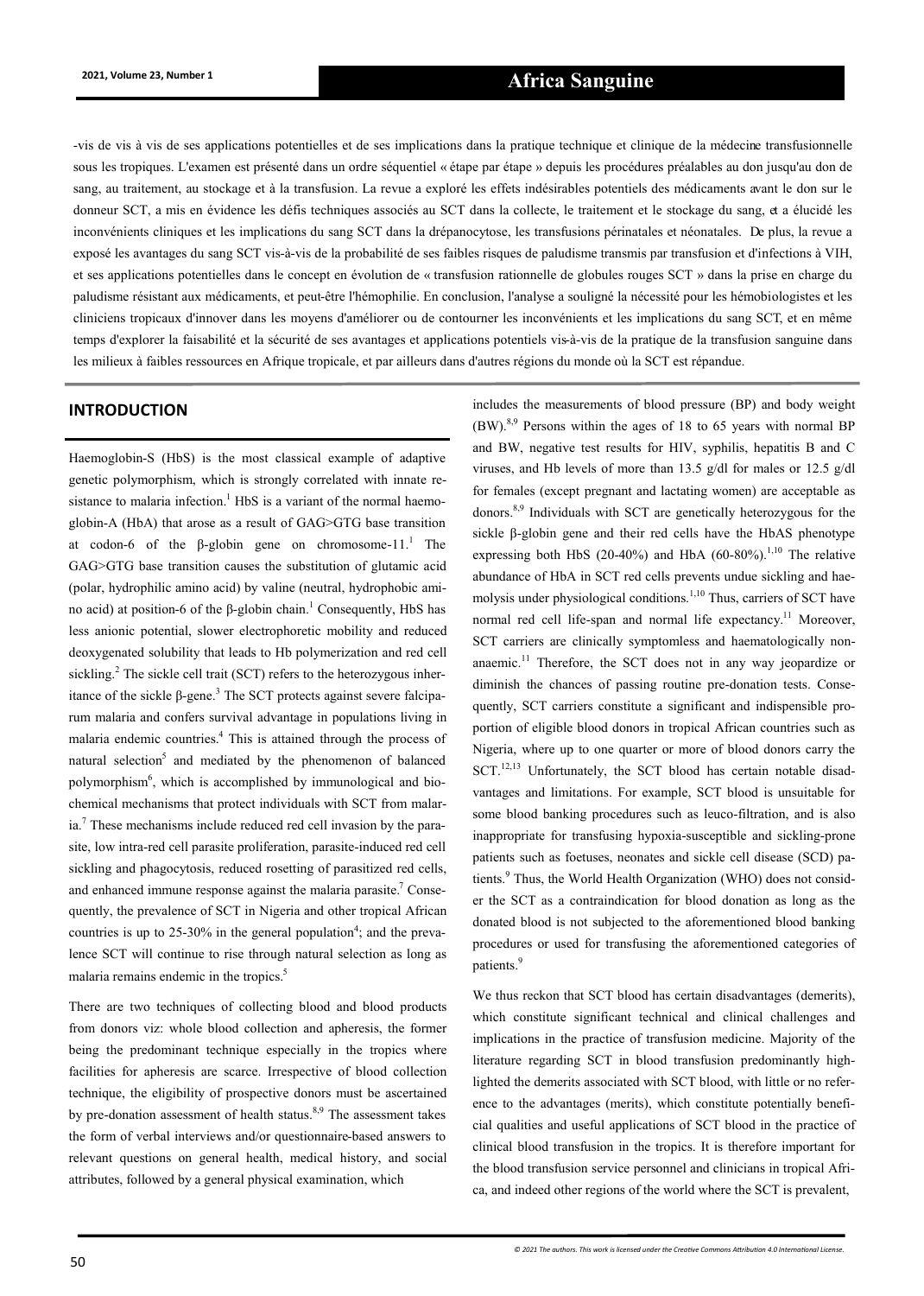-vis de vis à vis de ses applications potentielles et de ses implications dans la pratique technique et clinique de la médecine transfusionnelle sous les tropiques. L'examen est présenté dans un ordre séquentiel « étape par étape » depuis les procédures préalables au don jusqu'au don de sang, au traitement, au stockage et à la transfusion. La revue a exploré les effets indésirables potentiels des médicaments avant le don sur le donneur SCT, a mis en évidence les défis techniques associés au SCT dans la collecte, le traitement et le stockage du sang, et a élucidé les inconvénients cliniques et les implications du sang SCT dans la drépanocytose, les transfusions périnatales et néonatales. De plus, la revue a exposé les avantages du sang SCT vis-à-vis de la probabilité de ses faibles risques de paludisme transmis par transfusion et d'infections à VIH, et ses applications potentielles dans le concept en évolution de « transfusion rationnelle de globules rouges SCT » dans la prise en charge du paludisme résistant aux médicaments, et peut-être l'hémophilie. En conclusion, l'analyse a souligné la nécessité pour les hémobiologistes et les cliniciens tropicaux d'innover dans les moyens d'améliorer ou de contourner les inconvénients et les implications du sang SCT, et en même temps d'explorer la faisabilité et la sécurité de ses avantages et applications potentiels vis-à-vis de la pratique de la transfusion sanguine dans les milieux à faibles ressources en Afrique tropicale, et par ailleurs dans d'autres régions du monde où la SCT est répandue.

## INTRODUCTION

Haemoglobin-S (HbS) is the most classical example of adaptive genetic polymorphism, which is strongly correlated with innate resistance to malaria infection.[1] HbS is a variant of the normal haemoglobin-A (HbA) that arose as a result of GAG>GTG base transition at codon-6 of the β-globin gene on chromosome-11.[1] The GAG>GTG base transition causes the substitution of glutamic acid (polar, hydrophilic amino acid) by valine (neutral, hydrophobic amino acid) at position-6 of the β-globin chain.[1] Consequently, HbS has less anionic potential, slower electrophoretic mobility and reduced deoxygenated solubility that leads to Hb polymerization and red cell sickling.[2] The sickle cell trait (SCT) refers to the heterozygous inheritance of the sickle β-gene.[3] The SCT protects against severe falciparum malaria and confers survival advantage in populations living in malaria endemic countries.[4] This is attained through the process of natural selection[5] and mediated by the phenomenon of balanced polymorphism[6], which is accomplished by immunological and biochemical mechanisms that protect individuals with SCT from malaria.[7] These mechanisms include reduced red cell invasion by the parasite, low intra-red cell parasite proliferation, parasite-induced red cell sickling and phagocytosis, reduced rosetting of parasitized red cells, and enhanced immune response against the malaria parasite.[7] Consequently, the prevalence of SCT in Nigeria and other tropical African countries is up to 25-30% in the general population[4]; and the prevalence SCT will continue to rise through natural selection as long as malaria remains endemic in the tropics.[5]

There are two techniques of collecting blood and blood products from donors viz: whole blood collection and apheresis, the former being the predominant technique especially in the tropics where facilities for apheresis are scarce. Irrespective of blood collection technique, the eligibility of prospective donors must be ascertained by pre-donation assessment of health status.[8,9] The assessment takes the form of verbal interviews and/or questionnaire-based answers to relevant questions on general health, medical history, and social attributes, followed by a general physical examination, which includes the measurements of blood pressure (BP) and body weight (BW).[8,9] Persons within the ages of 18 to 65 years with normal BP and BW, negative test results for HIV, syphilis, hepatitis B and C viruses, and Hb levels of more than 13.5 g/dl for males or 12.5 g/dl for females (except pregnant and lactating women) are acceptable as donors.[8,9] Individuals with SCT are genetically heterozygous for the sickle β-globin gene and their red cells have the HbAS phenotype expressing both HbS (20-40%) and HbA (60-80%).[1,10] The relative abundance of HbA in SCT red cells prevents undue sickling and haemolysis under physiological conditions.[1,10] Thus, carriers of SCT have normal red cell life-span and normal life expectancy.[11] Moreover, SCT carriers are clinically symptomless and haematologically non-anaemic.[11] Therefore, the SCT does not in any way jeopardize or diminish the chances of passing routine pre-donation tests. Consequently, SCT carriers constitute a significant and indispensible proportion of eligible blood donors in tropical African countries such as Nigeria, where up to one quarter or more of blood donors carry the SCT.[12,13] Unfortunately, the SCT blood has certain notable disadvantages and limitations. For example, SCT blood is unsuitable for some blood banking procedures such as leuco-filtration, and is also inappropriate for transfusing hypoxia-susceptible and sickling-prone patients such as foetuses, neonates and sickle cell disease (SCD) patients.[9] Thus, the World Health Organization (WHO) does not consider the SCT as a contraindication for blood donation as long as the donated blood is not subjected to the aforementioned blood banking procedures or used for transfusing the aforementioned categories of patients.[9]

We thus reckon that SCT blood has certain disadvantages (demerits), which constitute significant technical and clinical challenges and implications in the practice of transfusion medicine. Majority of the literature regarding SCT in blood transfusion predominantly highlighted the demerits associated with SCT blood, with little or no reference to the advantages (merits), which constitute potentially beneficial qualities and useful applications of SCT blood in the practice of clinical blood transfusion in the tropics. It is therefore important for the blood transfusion service personnel and clinicians in tropical Africa, and indeed other regions of the world where the SCT is prevalent,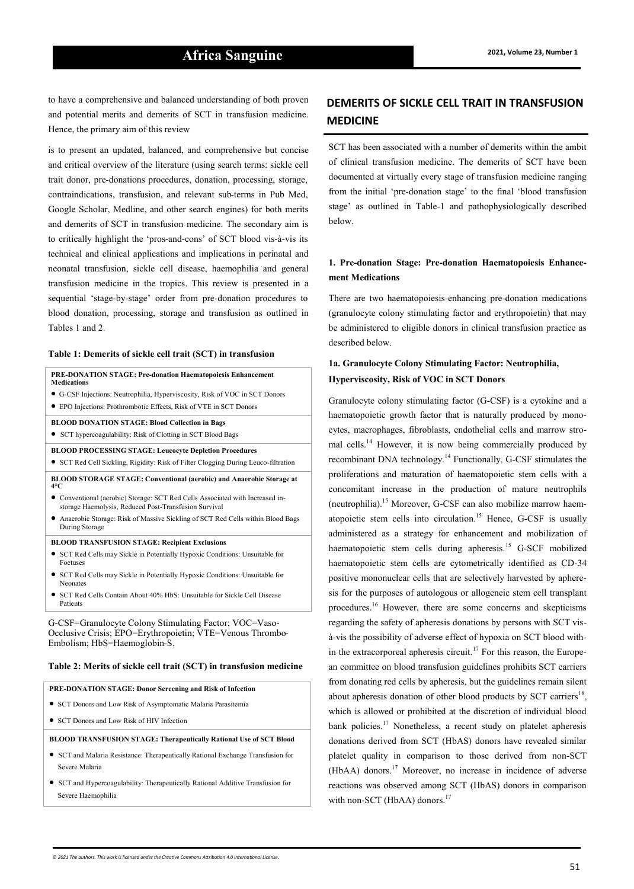to have a comprehensive and balanced understanding of both proven and potential merits and demerits of SCT in transfusion medicine. Hence, the primary aim of this review

is to present an updated, balanced, and comprehensive but concise and critical overview of the literature (using search terms: sickle cell trait donor, pre-donations procedures, donation, processing, storage, contraindications, transfusion, and relevant sub-terms in Pub Med, Google Scholar, Medline, and other search engines) for both merits and demerits of SCT in transfusion medicine. The secondary aim is to critically highlight the 'pros-and-cons' of SCT blood vis-à-vis its technical and clinical applications and implications in perinatal and neonatal transfusion, sickle cell disease, haemophilia and general transfusion medicine in the tropics. This review is presented in a sequential 'stage-by-stage' order from pre-donation procedures to blood donation, processing, storage and transfusion as outlined in Tables 1 and 2.

**Table 1: Demerits of sickle cell trait (SCT) in transfusion**

| |
|---|
| **PRE-DONATION STAGE: Pre-donation Haematopoiesis Enhancement Medications** |
| • G-CSF Injections: Neutrophilia, Hyperviscosity, Risk of VOC in SCT Donors |
| • EPO Injections: Prothrombotic Effects, Risk of VTE in SCT Donors |
| **BLOOD DONATION STAGE: Blood Collection in Bags** |
| • SCT hypercoagulability: Risk of Clotting in SCT Blood Bags |
| **BLOOD PROCESSING STAGE: Leucocyte Depletion Procedures** |
| • SCT Red Cell Sickling, Rigidity: Risk of Filter Clogging During Leuco-filtration |
| **BLOOD STORAGE STAGE: Conventional (aerobic) and Anaerobic Storage at 4°C** |
| • Conventional (aerobic) Storage: SCT Red Cells Associated with Increased in-storage Haemolysis, Reduced Post-Transfusion Survival |
| • Anaerobic Storage: Risk of Massive Sickling of SCT Red Cells within Blood Bags During Storage |
| **BLOOD TRANSFUSION STAGE: Recipient Exclusions** |
| • SCT Red Cells may Sickle in Potentially Hypoxic Conditions: Unsuitable for Foetuses |
| • SCT Red Cells may Sickle in Potentially Hypoxic Conditions: Unsuitable for Neonates |
| • SCT Red Cells Contain About 40% HbS: Unsuitable for Sickle Cell Disease Patients |

G-CSF=Granulocyte Colony Stimulating Factor; VOC=Vaso-Occlusive Crisis; EPO=Erythropoietin; VTE=Venous Thrombo-Embolism; HbS=Haemoglobin-S.

**Table 2: Merits of sickle cell trait (SCT) in transfusion medicine**

| |
|---|
| **PRE-DONATION STAGE: Donor Screening and Risk of Infection** |
| • SCT Donors and Low Risk of Asymptomatic Malaria Parasitemia |
| • SCT Donors and Low Risk of HIV Infection |
| **BLOOD TRANSFUSION STAGE: Therapeutically Rational Use of SCT Blood** |
| • SCT and Malaria Resistance: Therapeutically Rational Exchange Transfusion for Severe Malaria |
| • SCT and Hypercoagulability: Therapeutically Rational Additive Transfusion for Severe Haemophilia |

## DEMERITS OF SICKLE CELL TRAIT IN TRANSFUSION MEDICINE

SCT has been associated with a number of demerits within the ambit of clinical transfusion medicine. The demerits of SCT have been documented at virtually every stage of transfusion medicine ranging from the initial 'pre-donation stage' to the final 'blood transfusion stage' as outlined in Table-1 and pathophysiologically described below.

### 1. Pre-donation Stage: Pre-donation Haematopoiesis Enhancement Medications

There are two haematopoiesis-enhancing pre-donation medications (granulocyte colony stimulating factor and erythropoietin) that may be administered to eligible donors in clinical transfusion practice as described below.

#### 1a. Granulocyte Colony Stimulating Factor: Neutrophilia, Hyperviscosity, Risk of VOC in SCT Donors

Granulocyte colony stimulating factor (G-CSF) is a cytokine and a haematopoietic growth factor that is naturally produced by monocytes, macrophages, fibroblasts, endothelial cells and marrow stromal cells.[14] However, it is now being commercially produced by recombinant DNA technology.[14] Functionally, G-CSF stimulates the proliferations and maturation of haematopoietic stem cells with a concomitant increase in the production of mature neutrophils (neutrophilia).[15] Moreover, G-CSF can also mobilize marrow haematopoietic stem cells into circulation.[15] Hence, G-CSF is usually administered as a strategy for enhancement and mobilization of haematopoietic stem cells during apheresis.[15] G-SCF mobilized haematopoietic stem cells are cytometrically identified as CD-34 positive mononuclear cells that are selectively harvested by apheresis for the purposes of autologous or allogeneic stem cell transplant procedures.[16] However, there are some concerns and skepticisms regarding the safety of apheresis donations by persons with SCT vis-à-vis the possibility of adverse effect of hypoxia on SCT blood within the extracorporeal apheresis circuit.[17] For this reason, the European committee on blood transfusion guidelines prohibits SCT carriers from donating red cells by apheresis, but the guidelines remain silent about apheresis donation of other blood products by SCT carriers[18], which is allowed or prohibited at the discretion of individual blood bank policies.[17] Nonetheless, a recent study on platelet apheresis donations derived from SCT (HbAS) donors have revealed similar platelet quality in comparison to those derived from non-SCT (HbAA) donors.[17] Moreover, no increase in incidence of adverse reactions was observed among SCT (HbAS) donors in comparison with non-SCT (HbAA) donors.[17]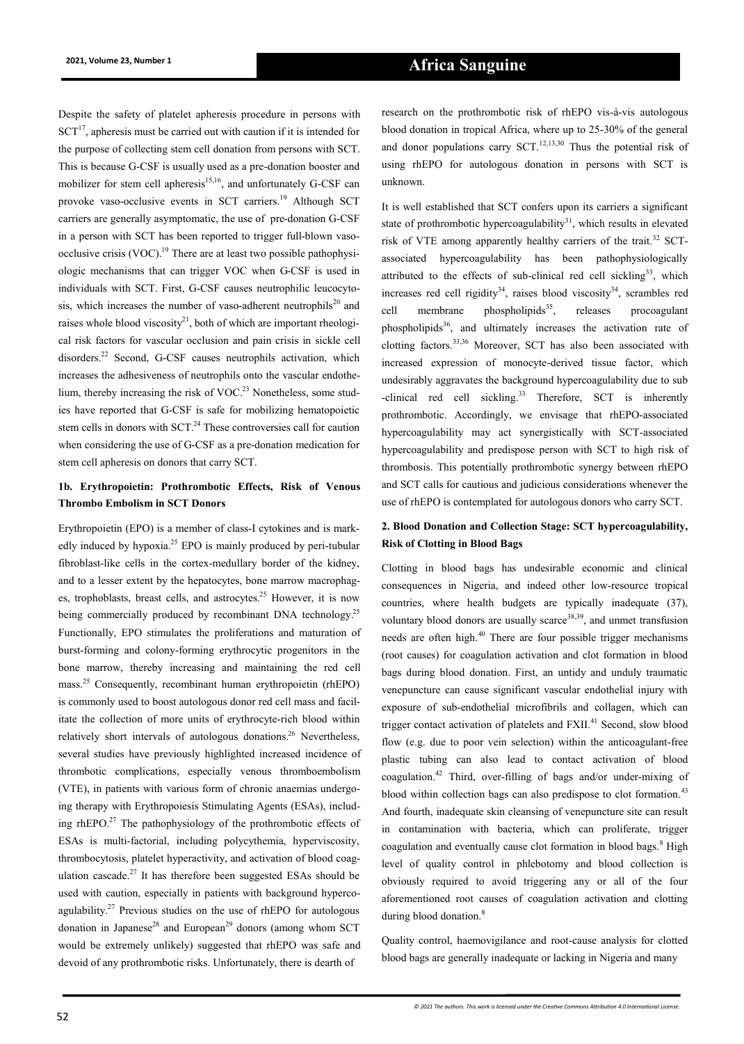Despite the safety of platelet apheresis procedure in persons with SCT[17], apheresis must be carried out with caution if it is intended for the purpose of collecting stem cell donation from persons with SCT. This is because G-CSF is usually used as a pre-donation booster and mobilizer for stem cell apheresis[15,16], and unfortunately G-CSF can provoke vaso-occlusive events in SCT carriers.[19] Although SCT carriers are generally asymptomatic, the use of pre-donation G-CSF in a person with SCT has been reported to trigger full-blown vaso-occlusive crisis (VOC).[19] There are at least two possible pathophysiologic mechanisms that can trigger VOC when G-CSF is used in individuals with SCT. First, G-CSF causes neutrophilic leucocytosis, which increases the number of vaso-adherent neutrophils[20] and raises whole blood viscosity[21], both of which are important rheological risk factors for vascular occlusion and pain crisis in sickle cell disorders.[22] Second, G-CSF causes neutrophils activation, which increases the adhesiveness of neutrophils onto the vascular endothelium, thereby increasing the risk of VOC.[23] Nonetheless, some studies have reported that G-CSF is safe for mobilizing hematopoietic stem cells in donors with SCT.[24] These controversies call for caution when considering the use of G-CSF as a pre-donation medication for stem cell apheresis on donors that carry SCT.

### 1b. Erythropoietin: Prothrombotic Effects, Risk of Venous Thrombo Embolism in SCT Donors

Erythropoietin (EPO) is a member of class-I cytokines and is markedly induced by hypoxia.[25] EPO is mainly produced by peri-tubular fibroblast-like cells in the cortex-medullary border of the kidney, and to a lesser extent by the hepatocytes, bone marrow macrophages, trophoblasts, breast cells, and astrocytes.[25] However, it is now being commercially produced by recombinant DNA technology.[25] Functionally, EPO stimulates the proliferations and maturation of burst-forming and colony-forming erythrocytic progenitors in the bone marrow, thereby increasing and maintaining the red cell mass.[25] Consequently, recombinant human erythropoietin (rhEPO) is commonly used to boost autologous donor red cell mass and facilitate the collection of more units of erythrocyte-rich blood within relatively short intervals of autologous donations.[26] Nevertheless, several studies have previously highlighted increased incidence of thrombotic complications, especially venous thromboembolism (VTE), in patients with various form of chronic anaemias undergoing therapy with Erythropoiesis Stimulating Agents (ESAs), including rhEPO.[27] The pathophysiology of the prothrombotic effects of ESAs is multi-factorial, including polycythemia, hyperviscosity, thrombocytosis, platelet hyperactivity, and activation of blood coagulation cascade.[27] It has therefore been suggested ESAs should be used with caution, especially in patients with background hypercoagulability.[27] Previous studies on the use of rhEPO for autologous donation in Japanese[28] and European[29] donors (among whom SCT would be extremely unlikely) suggested that rhEPO was safe and devoid of any prothrombotic risks. Unfortunately, there is dearth of research on the prothrombotic risk of rhEPO vis-à-vis autologous blood donation in tropical Africa, where up to 25-30% of the general and donor populations carry SCT.[12,13,30] Thus the potential risk of using rhEPO for autologous donation in persons with SCT is unknown.

It is well established that SCT confers upon its carriers a significant state of prothrombotic hypercoagulability[31], which results in elevated risk of VTE among apparently healthy carriers of the trait.[32] SCT-associated hypercoagulability has been pathophysiologically attributed to the effects of sub-clinical red cell sickling[33], which increases red cell rigidity[34], raises blood viscosity[34], scrambles red cell membrane phospholipids[35], releases procoagulant phospholipids[36], and ultimately increases the activation rate of clotting factors.[33,36] Moreover, SCT has also been associated with increased expression of monocyte-derived tissue factor, which undesirably aggravates the background hypercoagulability due to sub-clinical red cell sickling.[33] Therefore, SCT is inherently prothrombotic. Accordingly, we envisage that rhEPO-associated hypercoagulability may act synergistically with SCT-associated hypercoagulability and predispose person with SCT to high risk of thrombosis. This potentially prothrombotic synergy between rhEPO and SCT calls for cautious and judicious considerations whenever the use of rhEPO is contemplated for autologous donors who carry SCT.

### 2. Blood Donation and Collection Stage: SCT hypercoagulability, Risk of Clotting in Blood Bags

Clotting in blood bags has undesirable economic and clinical consequences in Nigeria, and indeed other low-resource tropical countries, where health budgets are typically inadequate (37), voluntary blood donors are usually scarce[38,39], and unmet transfusion needs are often high.[40] There are four possible trigger mechanisms (root causes) for coagulation activation and clot formation in blood bags during blood donation. First, an untidy and unduly traumatic venepuncture can cause significant vascular endothelial injury with exposure of sub-endothelial microfibrils and collagen, which can trigger contact activation of platelets and FXII.[41] Second, slow blood flow (e.g. due to poor vein selection) within the anticoagulant-free plastic tubing can also lead to contact activation of blood coagulation.[42] Third, over-filling of bags and/or under-mixing of blood within collection bags can also predispose to clot formation.[43] And fourth, inadequate skin cleansing of venepuncture site can result in contamination with bacteria, which can proliferate, trigger coagulation and eventually cause clot formation in blood bags.[8] High level of quality control in phlebotomy and blood collection is obviously required to avoid triggering any or all of the four aforementioned root causes of coagulation activation and clotting during blood donation.[8]

Quality control, haemovigilance and root-cause analysis for clotted blood bags are generally inadequate or lacking in Nigeria and many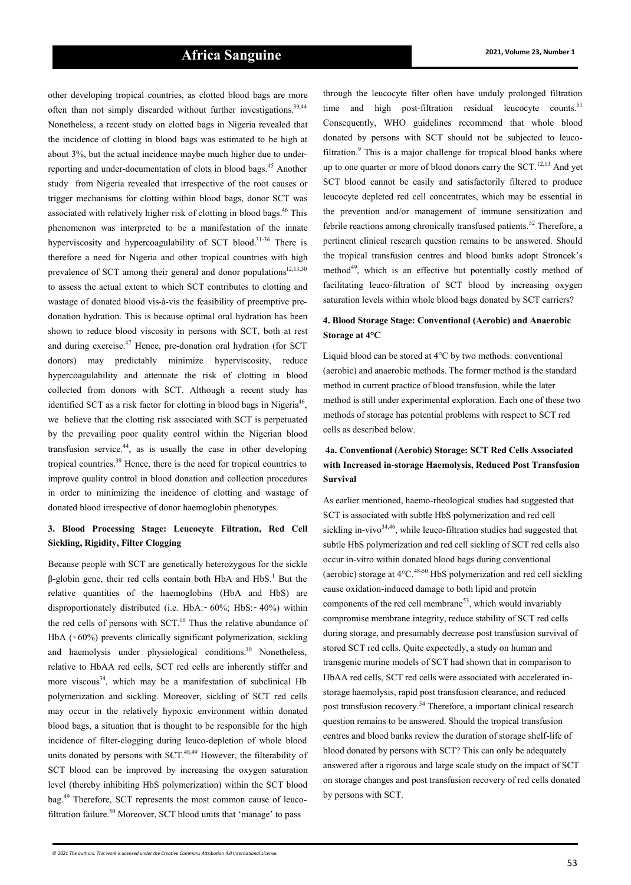other developing tropical countries, as clotted blood bags are more often than not simply discarded without further investigations.[39,44] Nonetheless, a recent study on clotted bags in Nigeria revealed that the incidence of clotting in blood bags was estimated to be high at about 3%, but the actual incidence maybe much higher due to under-reporting and under-documentation of clots in blood bags.[45] Another study from Nigeria revealed that irrespective of the root causes or trigger mechanisms for clotting within blood bags, donor SCT was associated with relatively higher risk of clotting in blood bags.[46] This phenomenon was interpreted to be a manifestation of the innate hyperviscosity and hypercoagulability of SCT blood.[31-36] There is therefore a need for Nigeria and other tropical countries with high prevalence of SCT among their general and donor populations[12,13,30] to assess the actual extent to which SCT contributes to clotting and wastage of donated blood vis-à-vis the feasibility of preemptive pre-donation hydration. This is because optimal oral hydration has been shown to reduce blood viscosity in persons with SCT, both at rest and during exercise.[47] Hence, pre-donation oral hydration (for SCT donors) may predictably minimize hyperviscosity, reduce hypercoagulability and attenuate the risk of clotting in blood collected from donors with SCT. Although a recent study has identified SCT as a risk factor for clotting in blood bags in Nigeria[46], we believe that the clotting risk associated with SCT is perpetuated by the prevailing poor quality control within the Nigerian blood transfusion service.[44], as is usually the case in other developing tropical countries.[39] Hence, there is the need for tropical countries to improve quality control in blood donation and collection procedures in order to minimizing the incidence of clotting and wastage of donated blood irrespective of donor haemoglobin phenotypes.

## 3. Blood Processing Stage: Leucocyte Filtration, Red Cell Sickling, Rigidity, Filter Clogging

Because people with SCT are genetically heterozygous for the sickle β-globin gene, their red cells contain both HbA and HbS.[1] But the relative quantities of the haemoglobins (HbA and HbS) are disproportionately distributed (i.e. HbA:~ 60%; HbS:~ 40%) within the red cells of persons with SCT.[10] Thus the relative abundance of HbA (~60%) prevents clinically significant polymerization, sickling and haemolysis under physiological conditions.[10] Nonetheless, relative to HbAA red cells, SCT red cells are inherently stiffer and more viscous[34], which may be a manifestation of subclinical Hb polymerization and sickling. Moreover, sickling of SCT red cells may occur in the relatively hypoxic environment within donated blood bags, a situation that is thought to be responsible for the high incidence of filter-clogging during leuco-depletion of whole blood units donated by persons with SCT.[48,49] However, the filterability of SCT blood can be improved by increasing the oxygen saturation level (thereby inhibiting HbS polymerization) within the SCT blood bag.[49] Therefore, SCT represents the most common cause of leuco-filtration failure.[50] Moreover, SCT blood units that 'manage' to pass through the leucocyte filter often have unduly prolonged filtration time and high post-filtration residual leucocyte counts.[51] Consequently, WHO guidelines recommend that whole blood donated by persons with SCT should not be subjected to leuco-filtration.[9] This is a major challenge for tropical blood banks where up to one quarter or more of blood donors carry the SCT.[12,13] And yet SCT blood cannot be easily and satisfactorily filtered to produce leucocyte depleted red cell concentrates, which may be essential in the prevention and/or management of immune sensitization and febrile reactions among chronically transfused patients.[52] Therefore, a pertinent clinical research question remains to be answered. Should the tropical transfusion centres and blood banks adopt Stroncek's method[49], which is an effective but potentially costly method of facilitating leuco-filtration of SCT blood by increasing oxygen saturation levels within whole blood bags donated by SCT carriers?

## 4. Blood Storage Stage: Conventional (Aerobic) and Anaerobic Storage at 4°C

Liquid blood can be stored at 4°C by two methods: conventional (aerobic) and anaerobic methods. The former method is the standard method in current practice of blood transfusion, while the later method is still under experimental exploration. Each one of these two methods of storage has potential problems with respect to SCT red cells as described below.

### 4a. Conventional (Aerobic) Storage: SCT Red Cells Associated with Increased in-storage Haemolysis, Reduced Post Transfusion Survival

As earlier mentioned, haemo-rheological studies had suggested that SCT is associated with subtle HbS polymerization and red cell sickling in-vivo[34,46], while leuco-filtration studies had suggested that subtle HbS polymerization and red cell sickling of SCT red cells also occur in-vitro within donated blood bags during conventional (aerobic) storage at 4°C.[48-50] HbS polymerization and red cell sickling cause oxidation-induced damage to both lipid and protein components of the red cell membrane[53], which would invariably compromise membrane integrity, reduce stability of SCT red cells during storage, and presumably decrease post transfusion survival of stored SCT red cells. Quite expectedly, a study on human and transgenic murine models of SCT had shown that in comparison to HbAA red cells, SCT red cells were associated with accelerated in-storage haemolysis, rapid post transfusion clearance, and reduced post transfusion recovery.[54] Therefore, a important clinical research question remains to be answered. Should the tropical transfusion centres and blood banks review the duration of storage shelf-life of blood donated by persons with SCT? This can only be adequately answered after a rigorous and large scale study on the impact of SCT on storage changes and post transfusion recovery of red cells donated by persons with SCT.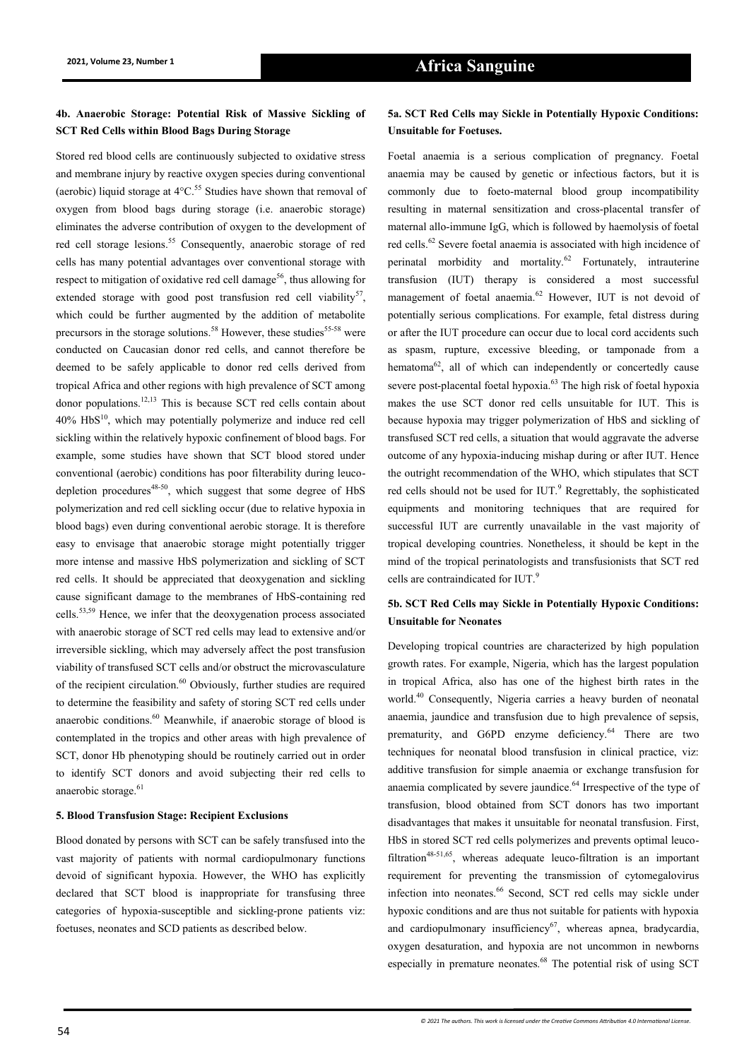### 4b. Anaerobic Storage: Potential Risk of Massive Sickling of SCT Red Cells within Blood Bags During Storage

Stored red blood cells are continuously subjected to oxidative stress and membrane injury by reactive oxygen species during conventional (aerobic) liquid storage at 4°C.[55] Studies have shown that removal of oxygen from blood bags during storage (i.e. anaerobic storage) eliminates the adverse contribution of oxygen to the development of red cell storage lesions.[55] Consequently, anaerobic storage of red cells has many potential advantages over conventional storage with respect to mitigation of oxidative red cell damage[56], thus allowing for extended storage with good post transfusion red cell viability[57], which could be further augmented by the addition of metabolite precursors in the storage solutions.[58] However, these studies[55-58] were conducted on Caucasian donor red cells, and cannot therefore be deemed to be safely applicable to donor red cells derived from tropical Africa and other regions with high prevalence of SCT among donor populations.[12,13] This is because SCT red cells contain about 40% HbS[10], which may potentially polymerize and induce red cell sickling within the relatively hypoxic confinement of blood bags. For example, some studies have shown that SCT blood stored under conventional (aerobic) conditions has poor filterability during leuco-depletion procedures[48-50], which suggest that some degree of HbS polymerization and red cell sickling occur (due to relative hypoxia in blood bags) even during conventional aerobic storage. It is therefore easy to envisage that anaerobic storage might potentially trigger more intense and massive HbS polymerization and sickling of SCT red cells. It should be appreciated that deoxygenation and sickling cause significant damage to the membranes of HbS-containing red cells.[53,59] Hence, we infer that the deoxygenation process associated with anaerobic storage of SCT red cells may lead to extensive and/or irreversible sickling, which may adversely affect the post transfusion viability of transfused SCT cells and/or obstruct the microvasculature of the recipient circulation.[60] Obviously, further studies are required to determine the feasibility and safety of storing SCT red cells under anaerobic conditions.[60] Meanwhile, if anaerobic storage of blood is contemplated in the tropics and other areas with high prevalence of SCT, donor Hb phenotyping should be routinely carried out in order to identify SCT donors and avoid subjecting their red cells to anaerobic storage.[61]

### 5. Blood Transfusion Stage: Recipient Exclusions

Blood donated by persons with SCT can be safely transfused into the vast majority of patients with normal cardiopulmonary functions devoid of significant hypoxia. However, the WHO has explicitly declared that SCT blood is inappropriate for transfusing three categories of hypoxia-susceptible and sickling-prone patients viz: foetuses, neonates and SCD patients as described below.

### 5a. SCT Red Cells may Sickle in Potentially Hypoxic Conditions: Unsuitable for Foetuses.

Foetal anaemia is a serious complication of pregnancy. Foetal anaemia may be caused by genetic or infectious factors, but it is commonly due to foeto-maternal blood group incompatibility resulting in maternal sensitization and cross-placental transfer of maternal allo-immune IgG, which is followed by haemolysis of foetal red cells.[62] Severe foetal anaemia is associated with high incidence of perinatal morbidity and mortality.[62] Fortunately, intrauterine transfusion (IUT) therapy is considered a most successful management of foetal anaemia.[62] However, IUT is not devoid of potentially serious complications. For example, fetal distress during or after the IUT procedure can occur due to local cord accidents such as spasm, rupture, excessive bleeding, or tamponade from a hematoma[62], all of which can independently or concertedly cause severe post-placental foetal hypoxia.[63] The high risk of foetal hypoxia makes the use SCT donor red cells unsuitable for IUT. This is because hypoxia may trigger polymerization of HbS and sickling of transfused SCT red cells, a situation that would aggravate the adverse outcome of any hypoxia-inducing mishap during or after IUT. Hence the outright recommendation of the WHO, which stipulates that SCT red cells should not be used for IUT.[9] Regrettably, the sophisticated equipments and monitoring techniques that are required for successful IUT are currently unavailable in the vast majority of tropical developing countries. Nonetheless, it should be kept in the mind of the tropical perinatologists and transfusionists that SCT red cells are contraindicated for IUT.[9]

### 5b. SCT Red Cells may Sickle in Potentially Hypoxic Conditions: Unsuitable for Neonates

Developing tropical countries are characterized by high population growth rates. For example, Nigeria, which has the largest population in tropical Africa, also has one of the highest birth rates in the world.[40] Consequently, Nigeria carries a heavy burden of neonatal anaemia, jaundice and transfusion due to high prevalence of sepsis, prematurity, and G6PD enzyme deficiency.[64] There are two techniques for neonatal blood transfusion in clinical practice, viz: additive transfusion for simple anaemia or exchange transfusion for anaemia complicated by severe jaundice.[64] Irrespective of the type of transfusion, blood obtained from SCT donors has two important disadvantages that makes it unsuitable for neonatal transfusion. First, HbS in stored SCT red cells polymerizes and prevents optimal leuco-filtration[48-51,65], whereas adequate leuco-filtration is an important requirement for preventing the transmission of cytomegalovirus infection into neonates.[66] Second, SCT red cells may sickle under hypoxic conditions and are thus not suitable for patients with hypoxia and cardiopulmonary insufficiency[67], whereas apnea, bradycardia, oxygen desaturation, and hypoxia are not uncommon in newborns especially in premature neonates.[68] The potential risk of using SCT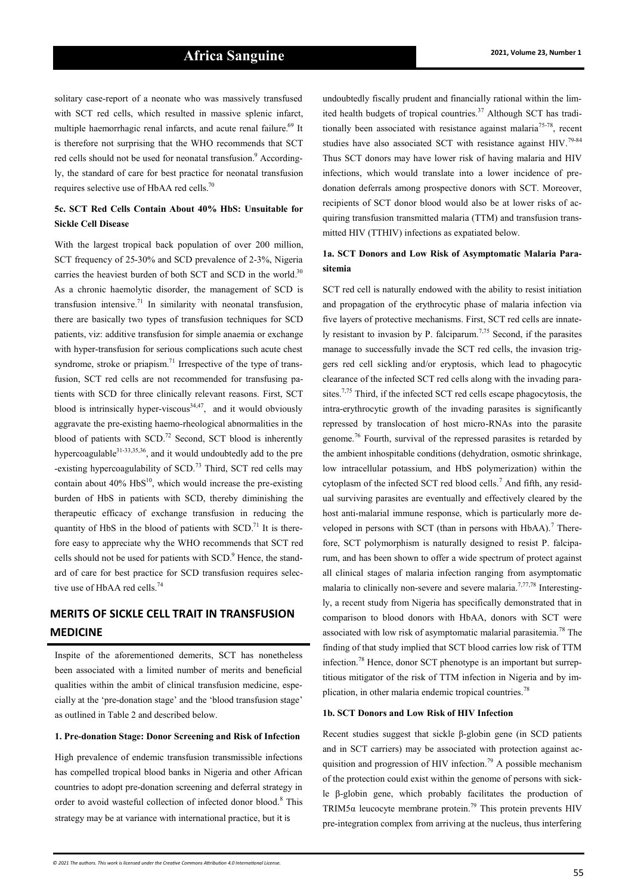solitary case-report of a neonate who was massively transfused with SCT red cells, which resulted in massive splenic infarct, multiple haemorrhagic renal infarcts, and acute renal failure.[69] It is therefore not surprising that the WHO recommends that SCT red cells should not be used for neonatal transfusion.[9] Accordingly, the standard of care for best practice for neonatal transfusion requires selective use of HbAA red cells.[70]

### 5c. SCT Red Cells Contain About 40% HbS: Unsuitable for Sickle Cell Disease

With the largest tropical back population of over 200 million, SCT frequency of 25-30% and SCD prevalence of 2-3%, Nigeria carries the heaviest burden of both SCT and SCD in the world.[30] As a chronic haemolytic disorder, the management of SCD is transfusion intensive.[71] In similarity with neonatal transfusion, there are basically two types of transfusion techniques for SCD patients, viz: additive transfusion for simple anaemia or exchange with hyper-transfusion for serious complications such acute chest syndrome, stroke or priapism.[71] Irrespective of the type of transfusion, SCT red cells are not recommended for transfusing patients with SCD for three clinically relevant reasons. First, SCT blood is intrinsically hyper-viscous[34,47], and it would obviously aggravate the pre-existing haemo-rheological abnormalities in the blood of patients with SCD.[72] Second, SCT blood is inherently hypercoagulable[31-33,35,36], and it would undoubtedly add to the pre-existing hypercoagulability of SCD.[73] Third, SCT red cells may contain about 40% HbS[10], which would increase the pre-existing burden of HbS in patients with SCD, thereby diminishing the therapeutic efficacy of exchange transfusion in reducing the quantity of HbS in the blood of patients with SCD.[71] It is therefore easy to appreciate why the WHO recommends that SCT red cells should not be used for patients with SCD.[9] Hence, the standard of care for best practice for SCD transfusion requires selective use of HbAA red cells.[74]

## MERITS OF SICKLE CELL TRAIT IN TRANSFUSION MEDICINE

Inspite of the aforementioned demerits, SCT has nonetheless been associated with a limited number of merits and beneficial qualities within the ambit of clinical transfusion medicine, especially at the 'pre-donation stage' and the 'blood transfusion stage' as outlined in Table 2 and described below.

### 1. Pre-donation Stage: Donor Screening and Risk of Infection

High prevalence of endemic transfusion transmissible infections has compelled tropical blood banks in Nigeria and other African countries to adopt pre-donation screening and deferral strategy in order to avoid wasteful collection of infected donor blood.[8] This strategy may be at variance with international practice, but it is undoubtedly fiscally prudent and financially rational within the limited health budgets of tropical countries.[37] Although SCT has traditionally been associated with resistance against malaria[75-78], recent studies have also associated SCT with resistance against HIV.[79-84] Thus SCT donors may have lower risk of having malaria and HIV infections, which would translate into a lower incidence of pre-donation deferrals among prospective donors with SCT. Moreover, recipients of SCT donor blood would also be at lower risks of acquiring transfusion transmitted malaria (TTM) and transfusion transmitted HIV (TTHIV) infections as expatiated below.

### 1a. SCT Donors and Low Risk of Asymptomatic Malaria Parasitemia

SCT red cell is naturally endowed with the ability to resist initiation and propagation of the erythrocytic phase of malaria infection via five layers of protective mechanisms. First, SCT red cells are innately resistant to invasion by P. falciparum.[7,75] Second, if the parasites manage to successfully invade the SCT red cells, the invasion triggers red cell sickling and/or eryptosis, which lead to phagocytic clearance of the infected SCT red cells along with the invading parasites.[7,75] Third, if the infected SCT red cells escape phagocytosis, the intra-erythrocytic growth of the invading parasites is significantly repressed by translocation of host micro-RNAs into the parasite genome.[76] Fourth, survival of the repressed parasites is retarded by the ambient inhospitable conditions (dehydration, osmotic shrinkage, low intracellular potassium, and HbS polymerization) within the cytoplasm of the infected SCT red blood cells.[7] And fifth, any residual surviving parasites are eventually and effectively cleared by the host anti-malarial immune response, which is particularly more developed in persons with SCT (than in persons with HbAA).[7] Therefore, SCT polymorphism is naturally designed to resist P. falciparum, and has been shown to offer a wide spectrum of protect against all clinical stages of malaria infection ranging from asymptomatic malaria to clinically non-severe and severe malaria.[7,77,78] Interestingly, a recent study from Nigeria has specifically demonstrated that in comparison to blood donors with HbAA, donors with SCT were associated with low risk of asymptomatic malarial parasitemia.[78] The finding of that study implied that SCT blood carries low risk of TTM infection.[78] Hence, donor SCT phenotype is an important but surreptitious mitigator of the risk of TTM infection in Nigeria and by implication, in other malaria endemic tropical countries.[78]

### 1b. SCT Donors and Low Risk of HIV Infection

Recent studies suggest that sickle β-globin gene (in SCD patients and in SCT carriers) may be associated with protection against acquisition and progression of HIV infection.[79] A possible mechanism of the protection could exist within the genome of persons with sickle β-globin gene, which probably facilitates the production of TRIM5α leucocyte membrane protein.[79] This protein prevents HIV pre-integration complex from arriving at the nucleus, thus interfering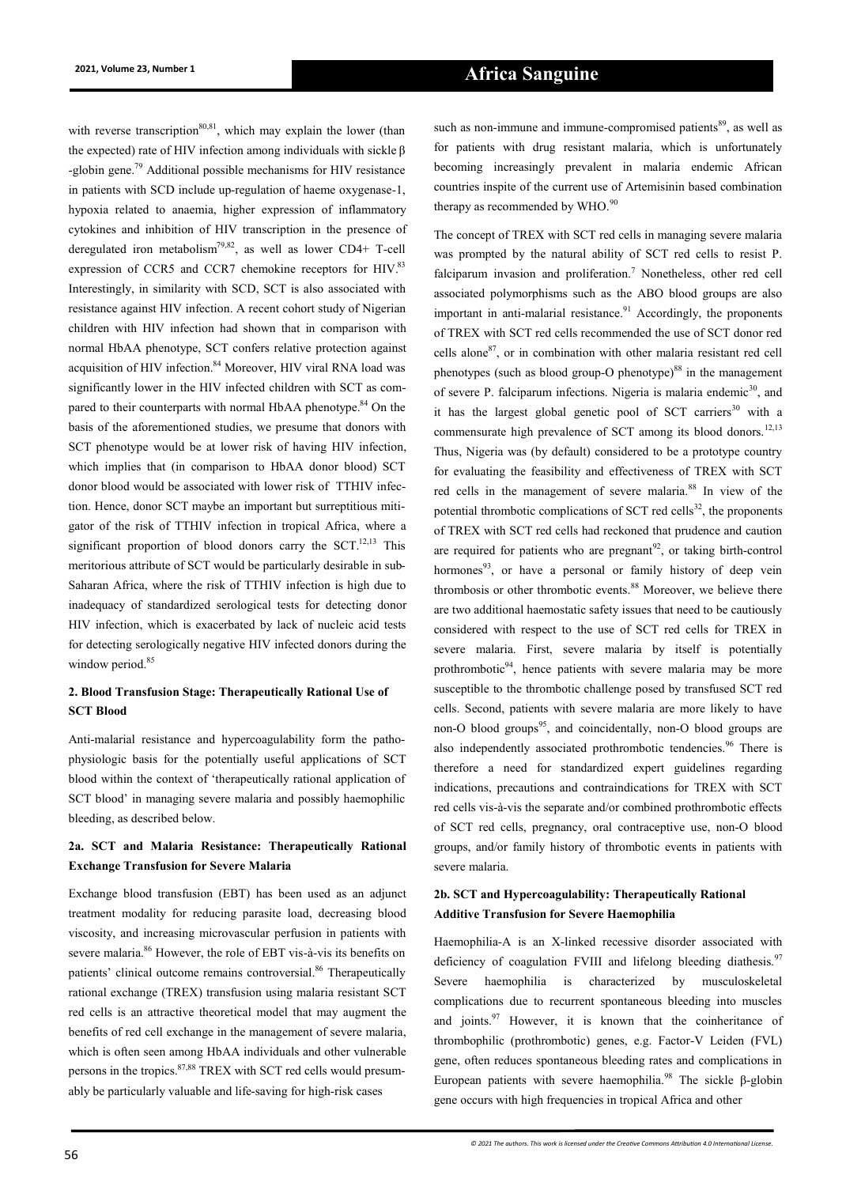with reverse transcription[80,81], which may explain the lower (than the expected) rate of HIV infection among individuals with sickle β -globin gene.[79] Additional possible mechanisms for HIV resistance in patients with SCD include up-regulation of haeme oxygenase-1, hypoxia related to anaemia, higher expression of inflammatory cytokines and inhibition of HIV transcription in the presence of deregulated iron metabolism[79,82], as well as lower CD4+ T-cell expression of CCR5 and CCR7 chemokine receptors for HIV.[83] Interestingly, in similarity with SCD, SCT is also associated with resistance against HIV infection. A recent cohort study of Nigerian children with HIV infection had shown that in comparison with normal HbAA phenotype, SCT confers relative protection against acquisition of HIV infection.[84] Moreover, HIV viral RNA load was significantly lower in the HIV infected children with SCT as compared to their counterparts with normal HbAA phenotype.[84] On the basis of the aforementioned studies, we presume that donors with SCT phenotype would be at lower risk of having HIV infection, which implies that (in comparison to HbAA donor blood) SCT donor blood would be associated with lower risk of TTHIV infection. Hence, donor SCT maybe an important but surreptitious mitigator of the risk of TTHIV infection in tropical Africa, where a significant proportion of blood donors carry the SCT.[12,13] This meritorious attribute of SCT would be particularly desirable in sub-Saharan Africa, where the risk of TTHIV infection is high due to inadequacy of standardized serological tests for detecting donor HIV infection, which is exacerbated by lack of nucleic acid tests for detecting serologically negative HIV infected donors during the window period.[85]

### 2. Blood Transfusion Stage: Therapeutically Rational Use of SCT Blood

Anti-malarial resistance and hypercoagulability form the pathophysiologic basis for the potentially useful applications of SCT blood within the context of 'therapeutically rational application of SCT blood' in managing severe malaria and possibly haemophilic bleeding, as described below.

### 2a. SCT and Malaria Resistance: Therapeutically Rational Exchange Transfusion for Severe Malaria

Exchange blood transfusion (EBT) has been used as an adjunct treatment modality for reducing parasite load, decreasing blood viscosity, and increasing microvascular perfusion in patients with severe malaria.[86] However, the role of EBT vis-à-vis its benefits on patients' clinical outcome remains controversial.[86] Therapeutically rational exchange (TREX) transfusion using malaria resistant SCT red cells is an attractive theoretical model that may augment the benefits of red cell exchange in the management of severe malaria, which is often seen among HbAA individuals and other vulnerable persons in the tropics.[87,88] TREX with SCT red cells would presumably be particularly valuable and life-saving for high-risk cases such as non-immune and immune-compromised patients[89], as well as for patients with drug resistant malaria, which is unfortunately becoming increasingly prevalent in malaria endemic African countries inspite of the current use of Artemisinin based combination therapy as recommended by WHO.[90]

The concept of TREX with SCT red cells in managing severe malaria was prompted by the natural ability of SCT red cells to resist P. falciparum invasion and proliferation.[7] Nonetheless, other red cell associated polymorphisms such as the ABO blood groups are also important in anti-malarial resistance.[91] Accordingly, the proponents of TREX with SCT red cells recommended the use of SCT donor red cells alone[87], or in combination with other malaria resistant red cell phenotypes (such as blood group-O phenotype)[88] in the management of severe P. falciparum infections. Nigeria is malaria endemic[30], and it has the largest global genetic pool of SCT carriers[30] with a commensurate high prevalence of SCT among its blood donors.[12,13] Thus, Nigeria was (by default) considered to be a prototype country for evaluating the feasibility and effectiveness of TREX with SCT red cells in the management of severe malaria.[88] In view of the potential thrombotic complications of SCT red cells[32], the proponents of TREX with SCT red cells had reckoned that prudence and caution are required for patients who are pregnant[92], or taking birth-control hormones[93], or have a personal or family history of deep vein thrombosis or other thrombotic events.[88] Moreover, we believe there are two additional haemostatic safety issues that need to be cautiously considered with respect to the use of SCT red cells for TREX in severe malaria. First, severe malaria by itself is potentially prothrombotic[94], hence patients with severe malaria may be more susceptible to the thrombotic challenge posed by transfused SCT red cells. Second, patients with severe malaria are more likely to have non-O blood groups[95], and coincidentally, non-O blood groups are also independently associated prothrombotic tendencies.[96] There is therefore a need for standardized expert guidelines regarding indications, precautions and contraindications for TREX with SCT red cells vis-à-vis the separate and/or combined prothrombotic effects of SCT red cells, pregnancy, oral contraceptive use, non-O blood groups, and/or family history of thrombotic events in patients with severe malaria.

### 2b. SCT and Hypercoagulability: Therapeutically Rational Additive Transfusion for Severe Haemophilia

Haemophilia-A is an X-linked recessive disorder associated with deficiency of coagulation FVIII and lifelong bleeding diathesis.[97] Severe haemophilia is characterized by musculoskeletal complications due to recurrent spontaneous bleeding into muscles and joints.[97] However, it is known that the coinheritance of thrombophilic (prothrombotic) genes, e.g. Factor-V Leiden (FVL) gene, often reduces spontaneous bleeding rates and complications in European patients with severe haemophilia.[98] The sickle β-globin gene occurs with high frequencies in tropical Africa and other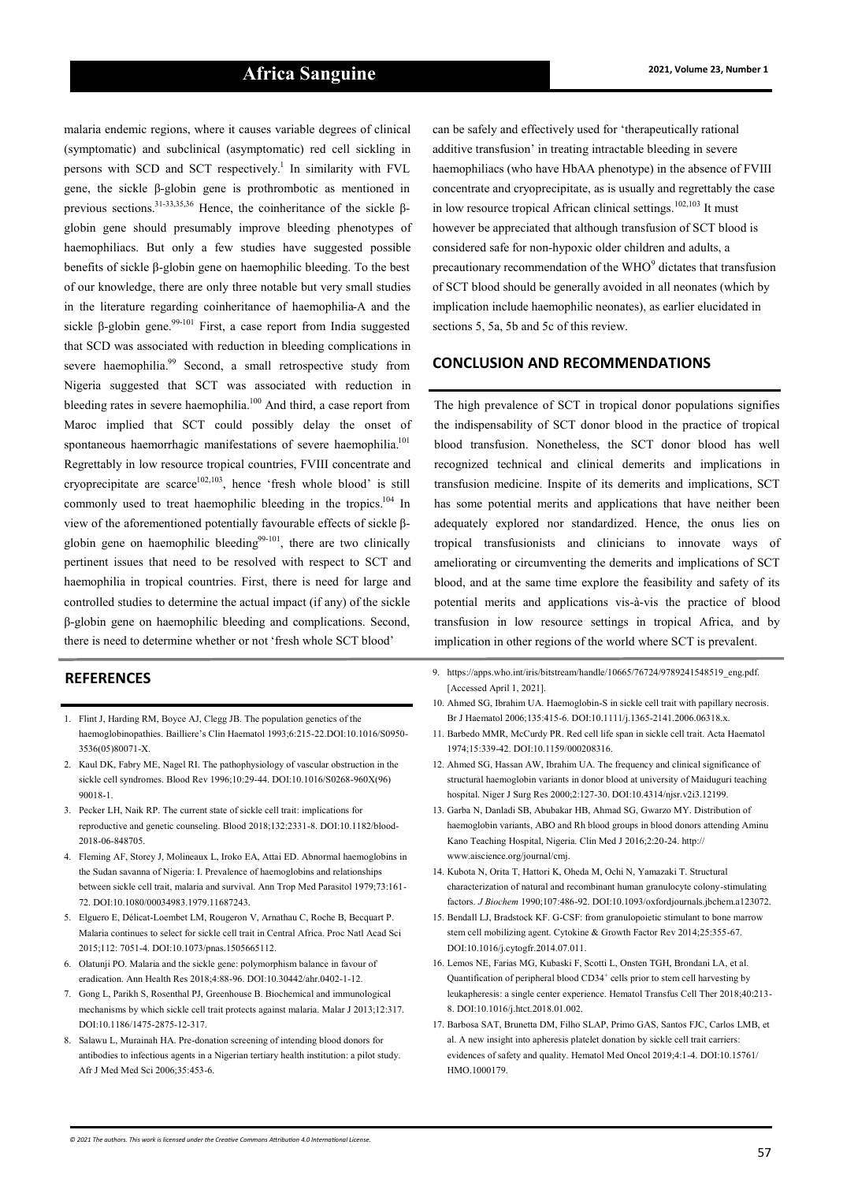malaria endemic regions, where it causes variable degrees of clinical (symptomatic) and subclinical (asymptomatic) red cell sickling in persons with SCD and SCT respectively.[1] In similarity with FVL gene, the sickle β-globin gene is prothrombotic as mentioned in previous sections.[31-33,35,36] Hence, the coinheritance of the sickle β-globin gene should presumably improve bleeding phenotypes of haemophiliacs. But only a few studies have suggested possible benefits of sickle β-globin gene on haemophilic bleeding. To the best of our knowledge, there are only three notable but very small studies in the literature regarding coinheritance of haemophilia-A and the sickle β-globin gene.[99-101] First, a case report from India suggested that SCD was associated with reduction in bleeding complications in severe haemophilia.[99] Second, a small retrospective study from Nigeria suggested that SCT was associated with reduction in bleeding rates in severe haemophilia.[100] And third, a case report from Maroc implied that SCT could possibly delay the onset of spontaneous haemorrhagic manifestations of severe haemophilia.[101] Regrettably in low resource tropical countries, FVIII concentrate and cryoprecipitate are scarce[102,103], hence 'fresh whole blood' is still commonly used to treat haemophilic bleeding in the tropics.[104] In view of the aforementioned potentially favourable effects of sickle β-globin gene on haemophilic bleeding[99-101], there are two clinically pertinent issues that need to be resolved with respect to SCT and haemophilia in tropical countries. First, there is need for large and controlled studies to determine the actual impact (if any) of the sickle β-globin gene on haemophilic bleeding and complications. Second, there is need to determine whether or not 'fresh whole SCT blood' can be safely and effectively used for 'therapeutically rational additive transfusion' in treating intractable bleeding in severe haemophiliacs (who have HbAA phenotype) in the absence of FVIII concentrate and cryoprecipitate, as is usually and regrettably the case in low resource tropical African clinical settings.[102,103] It must however be appreciated that although transfusion of SCT blood is considered safe for non-hypoxic older children and adults, a precautionary recommendation of the WHO[9] dictates that transfusion of SCT blood should be generally avoided in all neonates (which by implication include haemophilic neonates), as earlier elucidated in sections 5, 5a, 5b and 5c of this review.

## CONCLUSION AND RECOMMENDATIONS

The high prevalence of SCT in tropical donor populations signifies the indispensability of SCT donor blood in the practice of tropical blood transfusion. Nonetheless, the SCT donor blood has well recognized technical and clinical demerits and implications in transfusion medicine. Inspite of its demerits and implications, SCT has some potential merits and applications that have neither been adequately explored nor standardized. Hence, the onus lies on tropical transfusionists and clinicians to innovate ways of ameliorating or circumventing the demerits and implications of SCT blood, and at the same time explore the feasibility and safety of its potential merits and applications vis-à-vis the practice of blood transfusion in low resource settings in tropical Africa, and by implication in other regions of the world where SCT is prevalent.

## REFERENCES

1. Flint J, Harding RM, Boyce AJ, Clegg JB. The population genetics of the haemoglobinopathies. Bailliere's Clin Haematol 1993;6:215-22.DOI:10.1016/S0950-3536(05)80071-X.
2. Kaul DK, Fabry ME, Nagel RI. The pathophysiology of vascular obstruction in the sickle cell syndromes. Blood Rev 1996;10:29-44. DOI:10.1016/S0268-960X(96)90018-1.
3. Pecker LH, Naik RP. The current state of sickle cell trait: implications for reproductive and genetic counseling. Blood 2018;132:2331-8. DOI:10.1182/blood-2018-06-848705.
4. Fleming AF, Storey J, Molineaux L, Iroko EA, Attai ED. Abnormal haemoglobins in the Sudan savanna of Nigeria: I. Prevalence of haemoglobins and relationships between sickle cell trait, malaria and survival. Ann Trop Med Parasitol 1979;73:161-72. DOI:10.1080/00034983.1979.11687243.
5. Elguero E, Délicat-Loembet LM, Rougeron V, Arnathau C, Roche B, Becquart P. Malaria continues to select for sickle cell trait in Central Africa. Proc Natl Acad Sci 2015;112: 7051-4. DOI:10.1073/pnas.1505665112.
6. Olatunji PO. Malaria and the sickle gene: polymorphism balance in favour of eradication. Ann Health Res 2018;4:88-96. DOI:10.30442/ahr.0402-1-12.
7. Gong L, Parikh S, Rosenthal PJ, Greenhouse B. Biochemical and immunological mechanisms by which sickle cell trait protects against malaria. Malar J 2013;12:317. DOI:10.1186/1475-2875-12-317.
8. Salawu L, Murainah HA. Pre-donation screening of intending blood donors for antibodies to infectious agents in a Nigerian tertiary health institution: a pilot study. Afr J Med Med Sci 2006;35:453-6.
9. https://apps.who.int/iris/bitstream/handle/10665/76724/9789241548519_eng.pdf. [Accessed April 1, 2021].
10. Ahmed SG, Ibrahim UA. Haemoglobin-S in sickle cell trait with papillary necrosis. Br J Haematol 2006;135:415-6. DOI:10.1111/j.1365-2141.2006.06318.x.
11. Barbedo MMR, McCurdy PR. Red cell life span in sickle cell trait. Acta Haematol 1974;15:339-42. DOI:10.1159/000208316.
12. Ahmed SG, Hassan AW, Ibrahim UA. The frequency and clinical significance of structural haemoglobin variants in donor blood at university of Maiduguri teaching hospital. Niger J Surg Res 2000;2:127-30. DOI:10.4314/njsr.v2i3.12199.
13. Garba N, Danladi SB, Abubakar HB, Ahmad SG, Gwarzo MY. Distribution of haemoglobin variants, ABO and Rh blood groups in blood donors attending Aminu Kano Teaching Hospital, Nigeria. Clin Med J 2016;2:20-24. http:// www.aiscience.org/journal/cmj.
14. Kubota N, Orita T, Hattori K, Oheda M, Ochi N, Yamazaki T. Structural characterization of natural and recombinant human granulocyte colony-stimulating factors. *J Biochem* 1990;107:486-92. DOI:10.1093/oxfordjournals.jbchem.a123072.
15. Bendall LJ, Bradstock KF. G-CSF: from granulopoietic stimulant to bone marrow stem cell mobilizing agent. Cytokine & Growth Factor Rev 2014;25:355-67. DOI:10.1016/j.cytogfr.2014.07.011.
16. Lemos NE, Farias MG, Kubaski F, Scotti L, Onsten TGH, Brondani LA, et al. Quantification of peripheral blood $CD34^+$ cells prior to stem cell harvesting by leukapheresis: a single center experience. Hematol Transfus Cell Ther 2018;40:213-8. DOI:10.1016/j.htct.2018.01.002.
17. Barbosa SAT, Brunetta DM, Filho SLAP, Primo GAS, Santos FJC, Carlos LMB, et al. A new insight into apheresis platelet donation by sickle cell trait carriers: evidences of safety and quality. Hematol Med Oncol 2019;4:1-4. DOI:10.15761/HMO.1000179.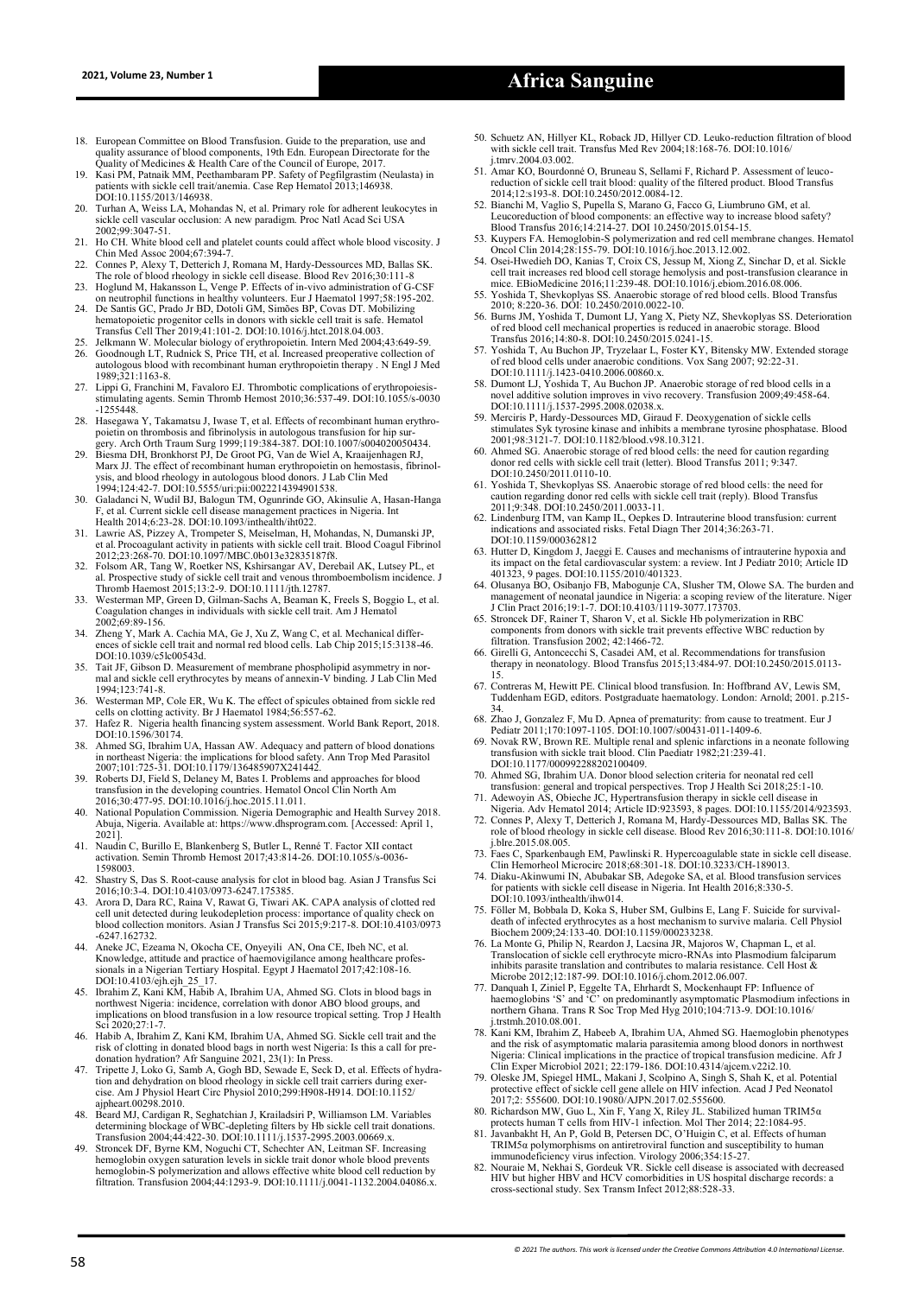18. European Committee on Blood Transfusion. Guide to the preparation, use and quality assurance of blood components, 19th Edn. European Directorate for the Quality of Medicines & Health Care of the Council of Europe, 2017.
19. Kasi PM, Patnaik MM, Peethambaram PP. Safety of Pegfilgrastim (Neulasta) in patients with sickle cell trait/anemia. Case Rep Hematol 2013;146938. DOI:10.1155/2013/146938.
20. Turhan A, Weiss LA, Mohandas N, et al. Primary role for adherent leukocytes in sickle cell vascular occlusion: A new paradigm. Proc Natl Acad Sci USA 2002;99:3047-51.
21. Ho CH. White blood cell and platelet counts could affect whole blood viscosity. J Chin Med Assoc 2004;67:394-7.
22. Connes P, Alexy T, Detterich J, Romana M, Hardy-Dessources MD, Ballas SK. The role of blood rheology in sickle cell disease. Blood Rev 2016;30:111-8
23. Hoglund M, Hakansson L, Venge P. Effects of in-vivo administration of G-CSF on neutrophil functions in healthy volunteers. Eur J Haematol 1997;58:195-202.
24. De Santis GC, Prado Jr BD, Dotoli GM, Simões BP, Covas DT. Mobilizing hematopoietic progenitor cells in donors with sickle cell trait is safe. Hematol Transfus Cell Ther 2019;41:101-2. DOI:10.1016/j.htct.2018.04.003.
25. Jelkmann W. Molecular biology of erythropoietin. Intern Med 2004;43:649-59.
26. Goodnough LT, Rudnick S, Price TH, et al. Increased preoperative collection of autologous blood with recombinant human erythropoietin therapy . N Engl J Med 1989;321:1163-8.
27. Lippi G, Franchini M, Favaloro EJ. Thrombotic complications of erythropoiesis-stimulating agents. Semin Thromb Hemost 2010;36:537-49. DOI:10.1055/s-0030-1255448.
28. Hasegawa Y, Takamatsu J, Iwase T, et al. Effects of recombinant human erythropoietin on thrombosis and fibrinolysis in autologous transfusion for hip surgery. Arch Orth Traum Surg 1999;119:384-387. DOI:10.1007/s004020050434.
29. Biesma DH, Bronkhorst PJ, De Groot PG, Van de Wiel A, Kraaijenhagen RJ, Marx JJ. The effect of recombinant human erythropoietin on hemostasis, fibrinolysis, and blood rheology in autologous blood donors. J Lab Clin Med 1994;124:42-7. DOI:10.5555/uri:pii:0022214394901538.
30. Galadanci N, Wudil BJ, Balogun TM, Ogunrinde GO, Akinsulie A, Hasan-Hanga F, et al. Current sickle cell disease management practices in Nigeria. Int Health 2014;6:23-28. DOI:10.1093/inthealth/iht022.
31. Lawrie AS, Pizzey A, Trompeter S, Meiselman, H, Mohandas, N, Dumanski JP, et al. Procoagulant activity in patients with sickle cell trait. Blood Coagul Fibrinol 2012;23:268-70. DOI:10.1097/MBC.0b013e328351878.
32. Folsom AR, Tang W, Roetker NS, Kshirsangar AV, Derebail AK, Lutsey PL, et al. Prospective study of sickle cell trait and venous thromboembolism incidence. J Thromb Haemost 2015;13:2-9. DOI:10.1111/jth.12787.
33. Westerman MP, Green D, Gilman-Sachs A, Beaman K, Freels S, Boggio L, et al. Coagulation changes in individuals with sickle cell trait. Am J Hematol 2002;69:89-156.
34. Zheng Y, Mark A. Cachia MA, Ge J, Xu Z, Wang C, et al. Mechanical differences of sickle cell trait and normal red blood cells. Lab Chip 2015;15:3138-46. DOI:10.1039/c5lc00543d.
35. Tait JF, Gibson D. Measurement of membrane phospholipid asymmetry in normal and sickle cell erythrocytes by means of annexin-V binding. J Lab Clin Med 1994;123:741-8.
36. Westerman MP, Cole ER, Wu K. The effect of spicules obtained from sickle red cells on clotting activity. Br J Haematol 1984;56:557-62.
37. Hafez R. Nigeria health financing system assessment. World Bank Report, 2018. DOI:10.1596/30174.
38. Ahmed SG, Ibrahim UA, Hassan AW. Adequacy and pattern of blood donations in northeast Nigeria: the implications for blood safety. Ann Trop Med Parasitol 2007;101:725-31. DOI:10.1179/136485907X241442.
39. Roberts DJ, Field S, Delaney M, Bates I. Problems and approaches for blood transfusion in the developing countries. Hematol Oncol Clin North Am 2016;30:477-95. DOI:10.1016/j.hoc.2015.11.011.
40. National Population Commission. Nigeria Demographic and Health Survey 2018. Abuja, Nigeria. Available at: https://www.dhsprogram.com. [Accessed: April 1, 2021].
41. Naudin C, Burillo E, Blankenberg S, Butler L, Renné T. Factor XII contact activation. Semin Thromb Hemost 2017;43:814-26. DOI:10.1055/s-0036-1598003.
42. Shastry S, Das S. Root-cause analysis for clot in blood bag. Asian J Transfus Sci 2016;10:3-4. DOI:10.4103/0973-6247.175385.
43. Arora D, Dara RC, Raina V, Rawat G, Tiwari AK. CAPA analysis of clotted red cell unit detected during leukodepletion process: importance of quality check on blood collection monitors. Asian J Transfus Sci 2015;9:217-8. DOI:10.4103/0973-6247.162732.
44. Aneke JC, Ezeama N, Okocha CE, Onyeyili AN, Ona CE, Ibeh NC, et al. Knowledge, attitude and practice of haemovigilance among healthcare professionals in a Nigerian Tertiary Hospital. Egypt J Haematol 2017;42:108-16. DOI:10.4103/ejh.ejh_25_17.
45. Ibrahim Z, Kani KM, Habib A, Ibrahim UA, Ahmed SG. Clots in blood bags in northwest Nigeria: incidence, correlation with donor ABO blood groups, and implications on blood transfusion in a low resource tropical setting. Trop J Health Sci 2020;27:1-7.
46. Habib A, Ibrahim Z, Kani KM, Ibrahim UA, Ahmed SG. Sickle cell trait and the risk of clotting in donated blood bags in north west Nigeria: Is this a call for pre-donation hydration? Afr Sanguine 2021, 23(1): In Press.
47. Tripette J, Loko G, Samb A, Gogh BD, Sewade E, Seck D, et al. Effects of hydration and dehydration on blood rheology in sickle cell trait carriers during exercise. Am J Physiol Heart Circ Physiol 2010;299:H908-H914. DOI:10.1152/ajpheart.00298.2010.
48. Beard MJ, Cardigan R, Seghatchian J, Krailadsiri P, Williamson LM. Variables determining blockage of WBC-depleting filters by Hb sickle cell trait donations. Transfusion 2004;44:422-30. DOI:10.1111/j.1537-2995.2003.00669.x.
49. Stroncek DF, Byrne KM, Noguchi CT, Schechter AN, Leitman SF. Increasing hemoglobin oxygen saturation levels in sickle trait donor whole blood prevents hemoglobin-S polymerization and allows effective white blood cell reduction by filtration. Transfusion 2004;44:1293-9. DOI:10.1111/j.0041-1132.2004.04086.x.
50. Schuetz AN, Hillyer KL, Roback JD, Hillyer CD. Leuko-reduction filtration of blood with sickle cell trait. Transfus Med Rev 2004;18:168-76. DOI:10.1016/j.tmrv.2004.03.002.
51. Amar KO, Bourdonné O, Bruneau S, Sellami F, Richard P. Assessment of leucoreduction of sickle cell trait blood: quality of the filtered product. Blood Transfus 2014;12:s193-8. DOI:10.2450/2012.0084-12.
52. Bianchi M, Vaglio S, Pupella S, Marano G, Facco G, Liumbruno GM, et al. Leucoreduction of blood components: an effective way to increase blood safety? Blood Transfus 2016;14:214-27. DOI 10.2450/2015.0154-15.
53. Kuypers FA. Hemoglobin-S polymerization and red cell membrane changes. Hematol Oncol Clin 2014;28:155-79. DOI:10.1016/j.hoc.2013.12.002.
54. Osei-Hwedieh DO, Kanias T, Croix CS, Jessup M, Xiong Z, Sinchar D, et al. Sickle cell trait increases red blood cell storage hemolysis and post-transfusion clearance in mice. EBioMedicine 2016;11:239-48. DOI:10.1016/j.ebiom.2016.08.006.
55. Yoshida T, Shevkoplyas SS. Anaerobic storage of red blood cells. Blood Transfus 2010; 8:220-36. DOI: 10.2450/2010.0022-10.
56. Burns JM, Yoshida T, Dumont LJ, Yang X, Piety NZ, Shevkoplyas SS. Deterioration of red blood cell mechanical properties is reduced in anaerobic storage. Blood Transfus 2016;14:80-8. DOI:10.2450/2015.0241-15.
57. Yoshida T, Au Buchon JP, Tryzelaar L, Foster KY, Bitensky MW. Extended storage of red blood cells under anaerobic conditions. Vox Sang 2007; 92:22-31. DOI:10.1111/j.1423-0410.2006.00860.x.
58. Dumont LJ, Yoshida T, Au Buchon JP. Anaerobic storage of red blood cells in a novel additive solution improves in vivo recovery. Transfusion 2009;49:458-64. DOI:10.1111/j.1537-2995.2008.02038.x.
59. Merciris P, Hardy-Dessources MD, Giraud F. Deoxygenation of sickle cells stimulates Syk tyrosine kinase and inhibits a membrane tyrosine phosphatase. Blood 2001;98:3121-7. DOI:10.1182/blood.v98.10.3121.
60. Ahmed SG. Anaerobic storage of red blood cells: the need for caution regarding donor red cells with sickle cell trait (letter). Blood Transfus 2011; 9:347. DOI:10.2450/2011.0110-10.
61. Yoshida T, Shevkoplyas SS. Anaerobic storage of red blood cells: the need for caution regarding donor red cells with sickle cell trait (reply). Blood Transfus 2011;9:348. DOI:10.2450/2011.0033-11.
62. Lindenburg ITM, van Kamp IL, Oepkes D. Intrauterine blood transfusion: current indications and associated risks. Fetal Diagn Ther 2014;36:263-71. DOI:10.1159/000362812
63. Hutter D, Kingdom J, Jaeggi E. Causes and mechanisms of intrauterine hypoxia and its impact on the fetal cardiovascular system: a review. Int J Pediatr 2010; Article ID 401323, 9 pages. DOI:10.1155/2010/401323.
64. Olusanya BO, Osibanjo FB, Mabogunje CA, Slusher TM, Olowe SA. The burden and management of neonatal jaundice in Nigeria: a scoping review of the literature. Niger J Clin Pract 2016;19:1-7. DOI:10.4103/1119-3077.173703.
65. Stroncek DF, Rainer T, Sharon V, et al. Sickle Hb polymerization in RBC components from donors with sickle trait prevents effective WBC reduction by filtration. Transfusion 2002; 42:1466-72.
66. Girelli G, Antoncecchi S, Casadei AM, et al. Recommendations for transfusion therapy in neonatology. Blood Transfus 2015;13:484-97. DOI:10.2450/2015.0113-15.
67. Contreras M, Hewitt PE. Clinical blood transfusion. In: Hoffbrand AV, Lewis SM, Tuddenham EGD, editors. Postgraduate haematology. London: Arnold; 2001. p.215-34.
68. Zhao J, Gonzalez F, Mu D. Apnea of prematurity: from cause to treatment. Eur J Pediatr 2011;170:1097-1105. DOI:10.1007/s00431-011-1409-6.
69. Novak RW, Brown RE. Multiple renal and splenic infarctions in a neonate following transfusion with sickle trait blood. Clin Paediatr 1982;21:239-41. DOI:10.1177/000992288202100409.
70. Ahmed SG, Ibrahim UA. Donor blood selection criteria for neonatal red cell transfusion: general and tropical perspectives. Trop J Health Sci 2018;25:1-10.
71. Adewoyin AS, Obieche JC, Hypertransfusion therapy in sickle cell disease in Nigeria. Adv Hematol 2014; Article ID:923593, 8 pages. DOI:10.1155/2014/923593.
72. Connes P, Alexy T, Detterich J, Romana M, Hardy-Dessources MD, Ballas SK. The role of blood rheology in sickle cell disease. Blood Rev 2016;30:111-8. DOI:10.1016/j.blre.2015.08.005.
73. Faes C, Sparkenbaugh EM, Pawlinski R. Hypercoagulable state in sickle cell disease. Clin Hemorheol Microcirc 2018;68:301-18. DOI:10.3233/CH-189013.
74. Diaku-Akinwumi IN, Abubakar SB, Adegoke SA, et al. Blood transfusion services for patients with sickle cell disease in Nigeria. Int Health 2016;8:330-5. DOI:10.1093/inthealth/ihw014.
75. Föller M, Bobbala D, Koka S, Huber SM, Gulbins E, Lang F. Suicide for survival-death of infected erythrocytes as a host mechanism to survive malaria. Cell Physiol Biochem 2009;24:133-40. DOI:10.1159/000233238.
76. La Monte G, Philip N, Reardon J, Lacsina JR, Majoros W, Chapman L, et al. Translocation of sickle cell erythrocyte micro-RNAs into Plasmodium falciparum inhibits parasite translation and contributes to malaria resistance. Cell Host & Microbe 2012;12:187-99. DOI:10.1016/j.chom.2012.06.007.
77. Danquah I, Ziniel P, Eggelte TA, Ehrhardt S, Mockenhaupt FP: Influence of haemoglobins 'S' and 'C' on predominantly asymptomatic Plasmodium infections in northern Ghana. Trans R Soc Trop Med Hyg 2010;104:713-9. DOI:10.1016/j.trstmh.2010.08.001.
78. Kani KM, Ibrahim Z, Habeeb A, Ibrahim UA, Ahmed SG. Haemoglobin phenotypes and the risk of asymptomatic malaria parasitemia among blood donors in northwest Nigeria: Clinical implications in the practice of tropical transfusion medicine. Afr J Clin Exper Microbiol 2021; 22:179-186. DOI:10.4314/ajcem.v22i2.10.
79. Oleske JM, Spiegel HML, Makani J, Scolpino A, Singh S, Shah K, et al. Potential protective effect of sickle cell gene allele on HIV infection. Acad J Ped Neonatol 2017;2: 555600. DOI:10.19080/AJPN.2017.02.555600.
80. Richardson MW, Guo L, Xin F, Yang X, Riley JL. Stabilized human TRIM5α protects human T cells from HIV-1 infection. Mol Ther 2014; 22:1084-95.
81. Javanbakht H, An P, Gold B, Petersen DC, O'Huigin C, et al. Effects of human TRIM5α polymorphisms on antiretroviral function and susceptibility to human immunodeficiency virus infection. Virology 2006;354:15-27.
82. Nouraie M, Nekhai S, Gordeuk VR. Sickle cell disease is associated with decreased HIV but higher HBV and HCV comorbidities in US hospital discharge records: a cross-sectional study. Sex Transm Infect 2012;88:528-33.

© 2021 The authors. This work is licensed under the Creative Commons Attribution 4.0 International License.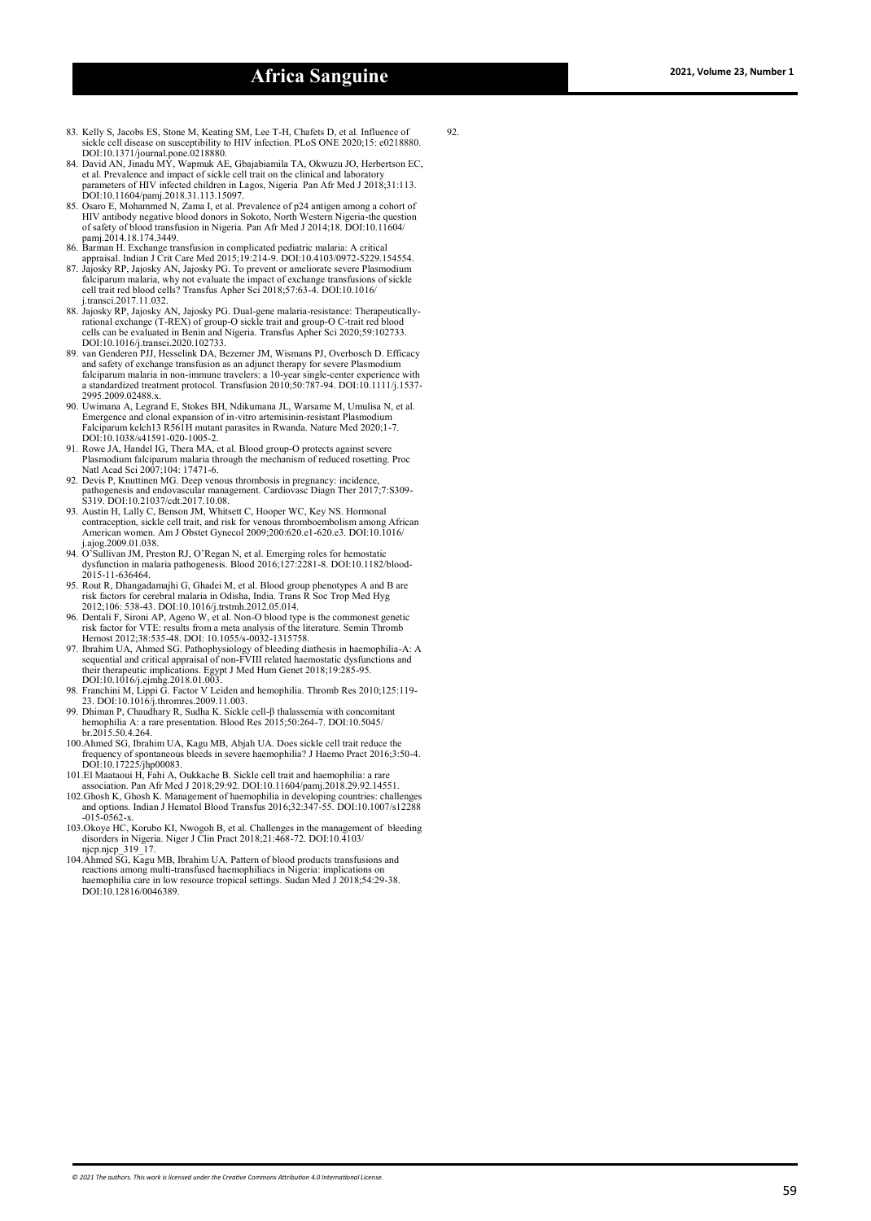83. Kelly S, Jacobs ES, Stone M, Keating SM, Lee T-H, Chafets D, et al. Influence of sickle cell disease on susceptibility to HIV infection. PLoS ONE 2020;15: e0218880. DOI:10.1371/journal.pone.0218880.
84. David AN, Jinadu MY, Wapmuk AE, Gbajabiamila TA, Okwuzu JO, Herbertson EC, et al. Prevalence and impact of sickle cell trait on the clinical and laboratory parameters of HIV infected children in Lagos, Nigeria Pan Afr Med J 2018;31:113. DOI:10.11604/pamj.2018.31.113.15097.
85. Osaro E, Mohammed N, Zama I, et al. Prevalence of p24 antigen among a cohort of HIV antibody negative blood donors in Sokoto, North Western Nigeria-the question of safety of blood transfusion in Nigeria. Pan Afr Med J 2014;18. DOI:10.11604/pamj.2014.18.174.3449.
86. Barman H. Exchange transfusion in complicated pediatric malaria: A critical appraisal. Indian J Crit Care Med 2015;19:214-9. DOI:10.4103/0972-5229.154554.
87. Jajosky RP, Jajosky AN, Jajosky PG. To prevent or ameliorate severe Plasmodium falciparum malaria, why not evaluate the impact of exchange transfusions of sickle cell trait red blood cells? Transfus Apher Sci 2018;57:63-4. DOI:10.1016/j.transci.2017.11.032.
88. Jajosky RP, Jajosky AN, Jajosky PG. Dual-gene malaria-resistance: Therapeutically-rational exchange (T-REX) of group-O sickle trait and group-O C-trait red blood cells can be evaluated in Benin and Nigeria. Transfus Apher Sci 2020;59:102733. DOI:10.1016/j.transci.2020.102733.
89. van Genderen PJJ, Hesselink DA, Bezemer JM, Wismans PJ, Overbosch D. Efficacy and safety of exchange transfusion as an adjunct therapy for severe Plasmodium falciparum malaria in non-immune travelers: a 10-year single-center experience with a standardized treatment protocol. Transfusion 2010;50:787-94. DOI:10.1111/j.1537-2995.2009.02488.x.
90. Uwimana A, Legrand E, Stokes BH, Ndikumana JL, Warsame M, Umulisa N, et al. Emergence and clonal expansion of in-vitro artemisinin-resistant Plasmodium Falciparum kelch13 R561H mutant parasites in Rwanda. Nature Med 2020;1-7. DOI:10.1038/s41591-020-1005-2.
91. Rowe JA, Handel IG, Thera MA, et al. Blood group-O protects against severe Plasmodium falciparum malaria through the mechanism of reduced rosetting. Proc Natl Acad Sci 2007;104: 17471-6.
92. Devis P, Knuttinen MG. Deep venous thrombosis in pregnancy: incidence, pathogenesis and endovascular management. Cardiovasc Diagn Ther 2017;7:S309-S319. DOI:10.21037/cdt.2017.10.08.
93. Austin H, Lally C, Benson JM, Whitsett C, Hooper WC, Key NS. Hormonal contraception, sickle cell trait, and risk for venous thromboembolism among African American women. Am J Obstet Gynecol 2009;200:620.e1-620.e3. DOI:10.1016/j.ajog.2009.01.038.
94. O'Sullivan JM, Preston RJ, O'Regan N, et al. Emerging roles for hemostatic dysfunction in malaria pathogenesis. Blood 2016;127:2281-8. DOI:10.1182/blood-2015-11-636464.
95. Rout R, Dhangadamajhi G, Ghadei M, et al. Blood group phenotypes A and B are risk factors for cerebral malaria in Odisha, India. Trans R Soc Trop Med Hyg 2012;106: 538-43. DOI:10.1016/j.trstmh.2012.05.014.
96. Dentali F, Sironi AP, Ageno W, et al. Non-O blood type is the commonest genetic risk factor for VTE: results from a meta analysis of the literature. Semin Thromb Hemost 2012;38:535-48. DOI: 10.1055/s-0032-1315758.
97. Ibrahim UA, Ahmed SG. Pathophysiology of bleeding diathesis in haemophilia-A: A sequential and critical appraisal of non-FVIII related haemostatic dysfunctions and their therapeutic implications. Egypt J Med Hum Genet 2018;19:285-95. DOI:10.1016/j.ejmhg.2018.01.003.
98. Franchini M, Lippi G. Factor V Leiden and hemophilia. Thromb Res 2010;125:119-23. DOI:10.1016/j.thromres.2009.11.003.
99. Dhiman P, Chaudhary R, Sudha K. Sickle cell-β thalassemia with concomitant hemophilia A: a rare presentation. Blood Res 2015;50:264-7. DOI:10.5045/br.2015.50.4.264.
100. Ahmed SG, Ibrahim UA, Kagu MB, Abjah UA. Does sickle cell trait reduce the frequency of spontaneous bleeds in severe haemophilia? J Haemo Pract 2016;3:50-4. DOI:10.17225/jhp00083.
101. El Maataoui H, Fahi A, Oukkache B. Sickle cell trait and haemophilia: a rare association. Pan Afr Med J 2018;29:92. DOI:10.11604/pamj.2018.29.92.14551.
102. Ghosh K, Ghosh K. Management of haemophilia in developing countries: challenges and options. Indian J Hematol Blood Transfus 2016;32:347-55. DOI:10.1007/s12288-015-0562-x.
103. Okoye HC, Korubo KI, Nwogoh B, et al. Challenges in the management of bleeding disorders in Nigeria. Niger J Clin Pract 2018;21:468-72. DOI:10.4103/njcp.njcp_319_17.
104. Ahmed SG, Kagu MB, Ibrahim UA. Pattern of blood products transfusions and reactions among multi-transfused haemophiliacs in Nigeria: implications on haemophilia care in low resource tropical settings. Sudan Med J 2018;54:29-38. DOI:10.12816/0046389.

92.

*© 2021 The authors. This work is licensed under the Creative Commons Attribution 4.0 International License.*